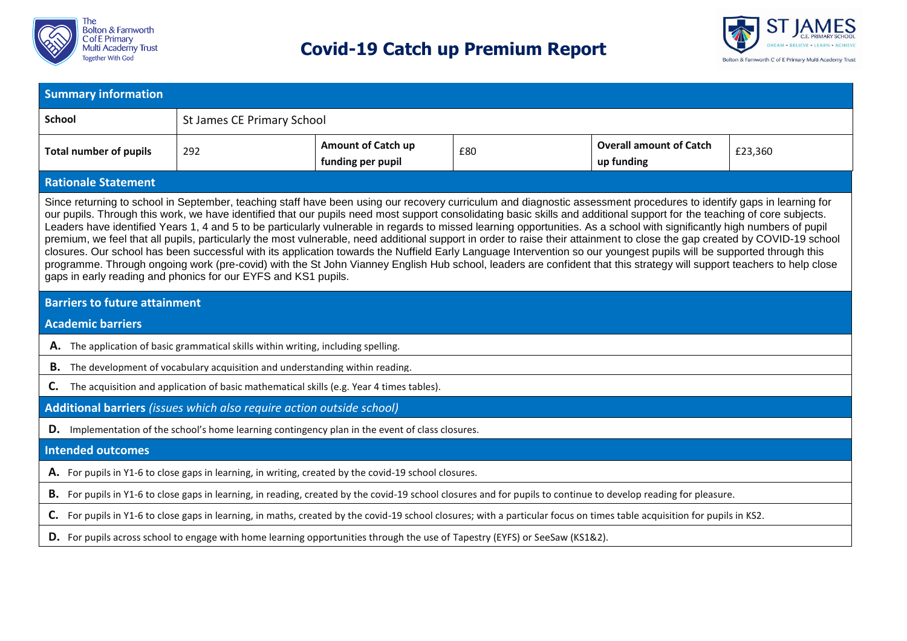# Covid-19 Catch up Premium Report

## Summary information

| School | St James CE Primary School | | | | |
|---|---|---|---|---|---|
| **Total number of pupils** | 292 | **Amount of Catch up funding per pupil** | £80 | **Overall amount of Catch up funding** | £23,360 |

## Rationale Statement

Since returning to school in September, teaching staff have been using our recovery curriculum and diagnostic assessment procedures to identify gaps in learning for our pupils. Through this work, we have identified that our pupils need most support consolidating basic skills and additional support for the teaching of core subjects. Leaders have identified Years 1, 4 and 5 to be particularly vulnerable in regards to missed learning opportunities. As a school with significantly high numbers of pupil premium, we feel that all pupils, particularly the most vulnerable, need additional support in order to raise their attainment to close the gap created by COVID-19 school closures. Our school has been successful with its application towards the Nuffield Early Language Intervention so our youngest pupils will be supported through this programme. Through ongoing work (pre-covid) with the St John Vianney English Hub school, leaders are confident that this strategy will support teachers to help close gaps in early reading and phonics for our EYFS and KS1 pupils.

## Barriers to future attainment

### Academic barriers

**A.** The application of basic grammatical skills within writing, including spelling.

**B.** The development of vocabulary acquisition and understanding within reading.

**C.** The acquisition and application of basic mathematical skills (e.g. Year 4 times tables).

### Additional barriers *(issues which also require action outside school)*

**D.** Implementation of the school's home learning contingency plan in the event of class closures.

## Intended outcomes

**A.** For pupils in Y1-6 to close gaps in learning, in writing, created by the covid-19 school closures.

**B.** For pupils in Y1-6 to close gaps in learning, in reading, created by the covid-19 school closures and for pupils to continue to develop reading for pleasure.

**C.** For pupils in Y1-6 to close gaps in learning, in maths, created by the covid-19 school closures; with a particular focus on times table acquisition for pupils in KS2.

**D.** For pupils across school to engage with home learning opportunities through the use of Tapestry (EYFS) or SeeSaw (KS1&2).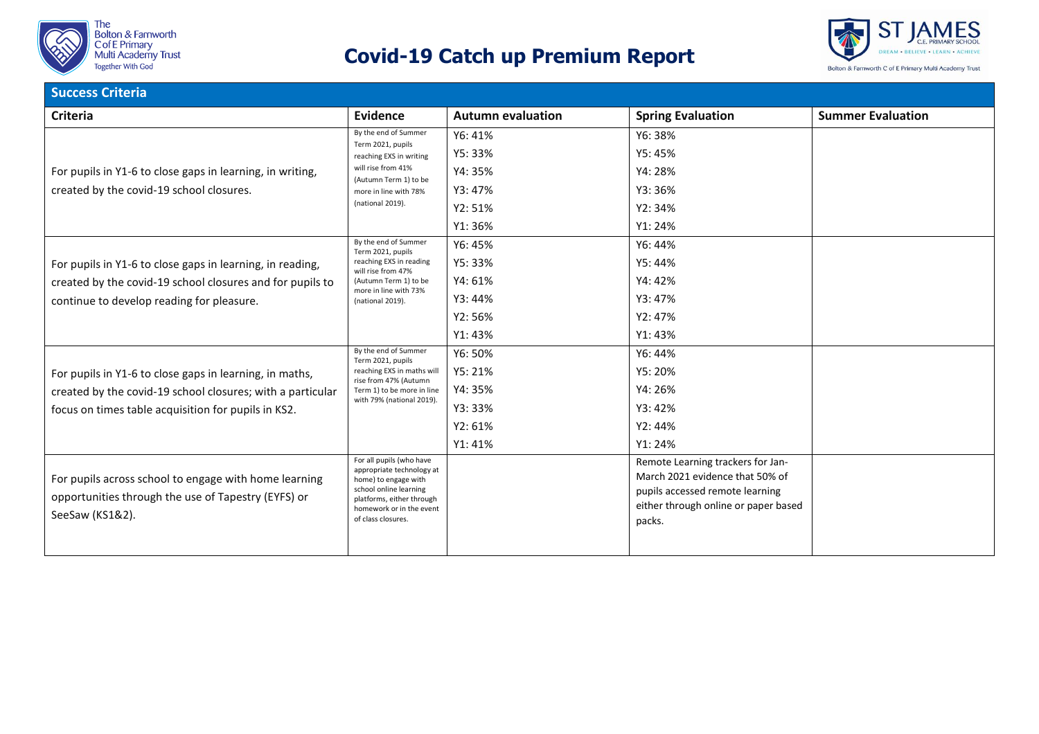# Covid-19 Catch up Premium Report

## Success Criteria

| Criteria | Evidence | Autumn evaluation | Spring Evaluation | Summer Evaluation |
|---|---|---|---|---|
| For pupils in Y1-6 to close gaps in learning, in writing, created by the covid-19 school closures. | By the end of Summer Term 2021, pupils reaching EXS in writing will rise from 41% (Autumn Term 1) to be more in line with 78% (national 2019). | Y6: 41%<br>Y5: 33%<br>Y4: 35%<br>Y3: 47%<br>Y2: 51%<br>Y1: 36% | Y6: 38%<br>Y5: 45%<br>Y4: 28%<br>Y3: 36%<br>Y2: 34%<br>Y1: 24% | |
| For pupils in Y1-6 to close gaps in learning, in reading, created by the covid-19 school closures and for pupils to continue to develop reading for pleasure. | By the end of Summer Term 2021, pupils reaching EXS in reading will rise from 47% (Autumn Term 1) to be more in line with 73% (national 2019). | Y6: 45%<br>Y5: 33%<br>Y4: 61%<br>Y3: 44%<br>Y2: 56%<br>Y1: 43% | Y6: 44%<br>Y5: 44%<br>Y4: 42%<br>Y3: 47%<br>Y2: 47%<br>Y1: 43% | |
| For pupils in Y1-6 to close gaps in learning, in maths, created by the covid-19 school closures; with a particular focus on times table acquisition for pupils in KS2. | By the end of Summer Term 2021, pupils reaching EXS in maths will rise from 47% (Autumn Term 1) to be more in line with 79% (national 2019). | Y6: 50%<br>Y5: 21%<br>Y4: 35%<br>Y3: 33%<br>Y2: 61%<br>Y1: 41% | Y6: 44%<br>Y5: 20%<br>Y4: 26%<br>Y3: 42%<br>Y2: 44%<br>Y1: 24% | |
| For pupils across school to engage with home learning opportunities through the use of Tapestry (EYFS) or SeeSaw (KS1&2). | For all pupils (who have appropriate technology at home) to engage with school online learning platforms, either through homework or in the event of class closures. | | Remote Learning trackers for Jan-March 2021 evidence that 50% of pupils accessed remote learning either through online or paper based packs. | |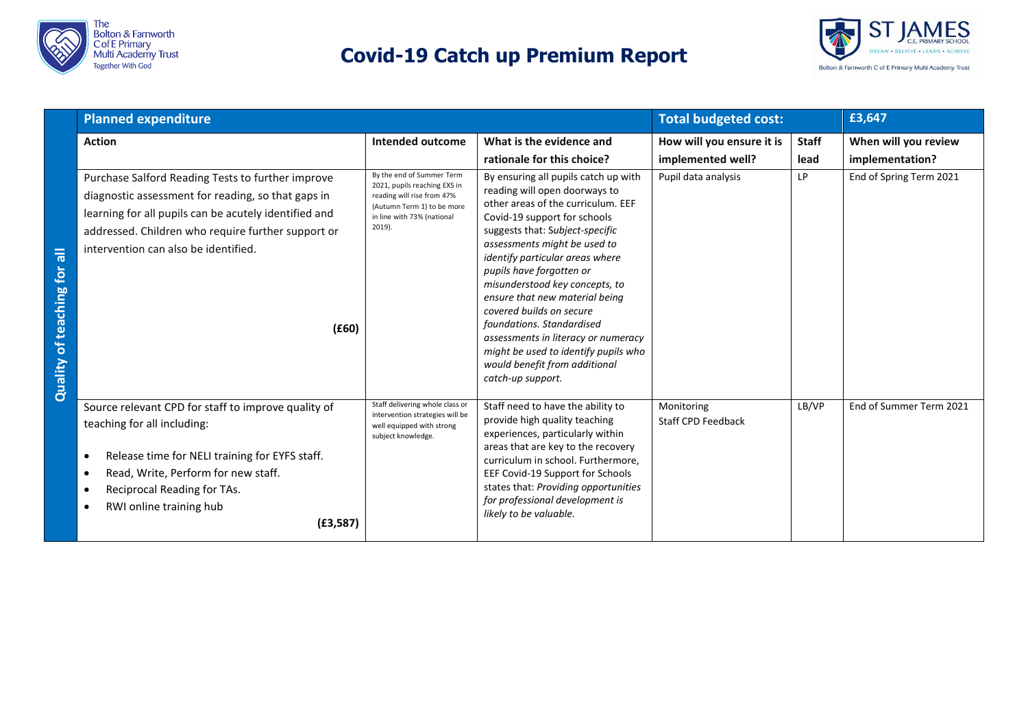# Covid-19 Catch up Premium Report

| | Planned expenditure | | | Total budgeted cost: | | £3,647 |
|---|---|---|---|---|---|---|
| | **Action** | **Intended outcome** | **What is the evidence and rationale for this choice?** | **How will you ensure it is implemented well?** | **Staff lead** | **When will you review implementation?** |
| **Quality of teaching for all** | Purchase Salford Reading Tests to further improve diagnostic assessment for reading, so that gaps in learning for all pupils can be acutely identified and addressed. Children who require further support or intervention can also be identified. **(£60)** | By the end of Summer Term 2021, pupils reaching EXS in reading will rise from 47% (Autumn Term 1) to be more in line with 73% (national 2019). | By ensuring all pupils catch up with reading will open doorways to other areas of the curriculum. EEF Covid-19 support for schools suggests that: *Subject-specific assessments might be used to identify particular areas where pupils have forgotten or misunderstood key concepts, to ensure that new material being covered builds on secure foundations. Standardised assessments in literacy or numeracy might be used to identify pupils who would benefit from additional catch-up support.* | Pupil data analysis | LP | End of Spring Term 2021 |
| | Source relevant CPD for staff to improve quality of teaching for all including:<br><br>• Release time for NELI training for EYFS staff.<br>• Read, Write, Perform for new staff.<br>• Reciprocal Reading for TAs.<br>• RWI online training hub<br>**(£3,587)** | Staff delivering whole class or intervention strategies will be well equipped with strong subject knowledge. | Staff need to have the ability to provide high quality teaching experiences, particularly within areas that are key to the recovery curriculum in school. Furthermore, EEF Covid-19 Support for Schools states that: *Providing opportunities for professional development is likely to be valuable.* | Monitoring<br>Staff CPD Feedback | LB/VP | End of Summer Term 2021 |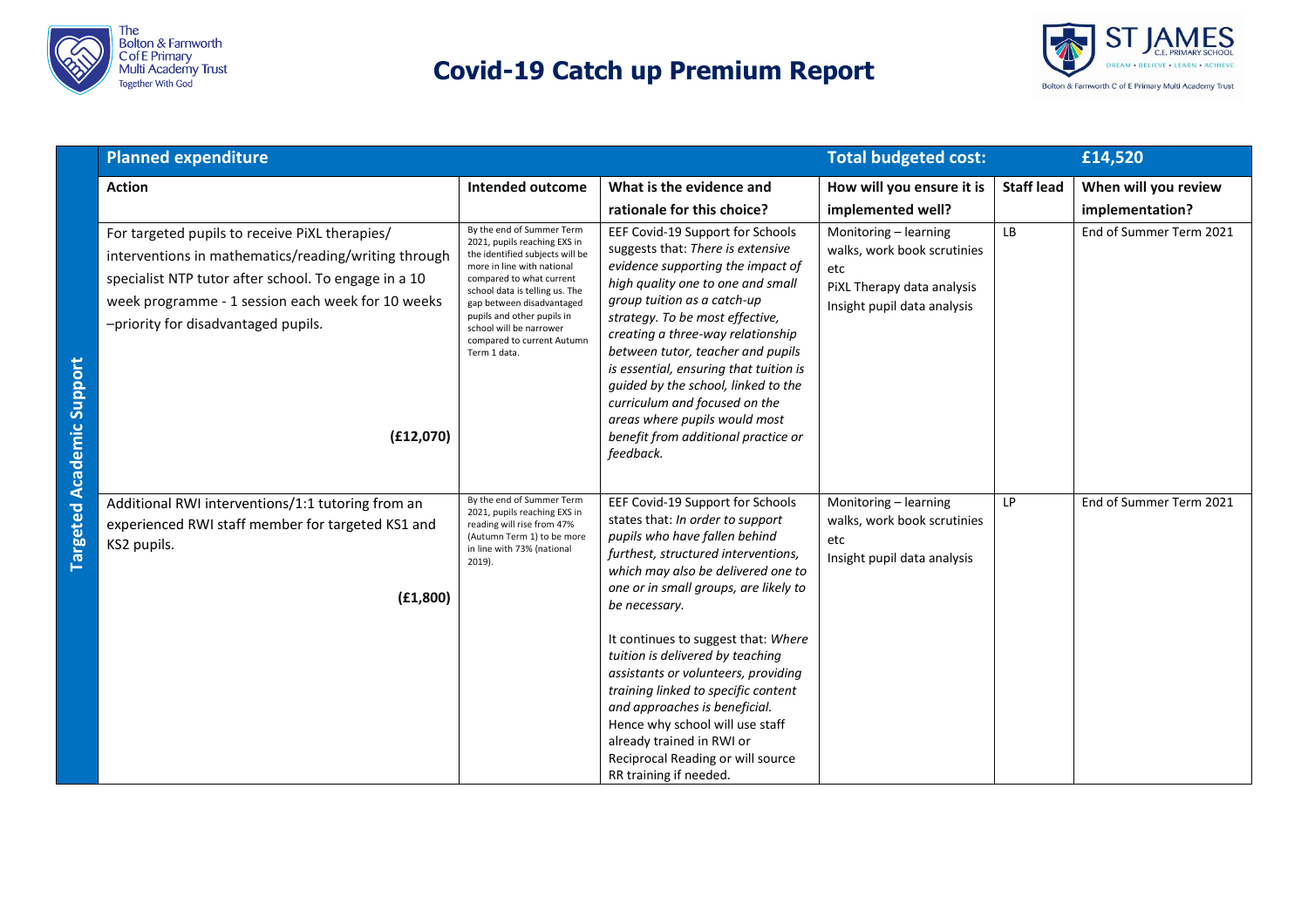# Covid-19 Catch up Premium Report

| | Planned expenditure | | | Total budgeted cost: | | £14,520 |
|---|---|---|---|---|---|---|
| | **Action** | **Intended outcome** | **What is the evidence and rationale for this choice?** | **How will you ensure it is implemented well?** | **Staff lead** | **When will you review implementation?** |
| **Targeted Academic Support** | For targeted pupils to receive PiXL therapies/ interventions in mathematics/reading/writing through specialist NTP tutor after school. To engage in a 10 week programme - 1 session each week for 10 weeks –priority for disadvantaged pupils. **(£12,070)** | By the end of Summer Term 2021, pupils reaching EXS in the identified subjects will be more in line with national compared to what current school data is telling us. The gap between disadvantaged pupils and other pupils in school will be narrower compared to current Autumn Term 1 data. | EEF Covid-19 Support for Schools suggests that: *There is extensive evidence supporting the impact of high quality one to one and small group tuition as a catch-up strategy. To be most effective, creating a three-way relationship between tutor, teacher and pupils is essential, ensuring that tuition is guided by the school, linked to the curriculum and focused on the areas where pupils would most benefit from additional practice or feedback.* | Monitoring – learning walks, work book scrutinies etc<br>PiXL Therapy data analysis<br>Insight pupil data analysis | LB | End of Summer Term 2021 |
| **Targeted Academic Support** | Additional RWI interventions/1:1 tutoring from an experienced RWI staff member for targeted KS1 and KS2 pupils. **(£1,800)** | By the end of Summer Term 2021, pupils reaching EXS in reading will rise from 47% (Autumn Term 1) to be more in line with 73% (national 2019). | EEF Covid-19 Support for Schools states that: *In order to support pupils who have fallen behind furthest, structured interventions, which may also be delivered one to one or in small groups, are likely to be necessary.*<br><br>It continues to suggest that: *Where tuition is delivered by teaching assistants or volunteers, providing training linked to specific content and approaches is beneficial.* Hence why school will use staff already trained in RWI or Reciprocal Reading or will source RR training if needed. | Monitoring – learning walks, work book scrutinies etc<br>Insight pupil data analysis | LP | End of Summer Term 2021 |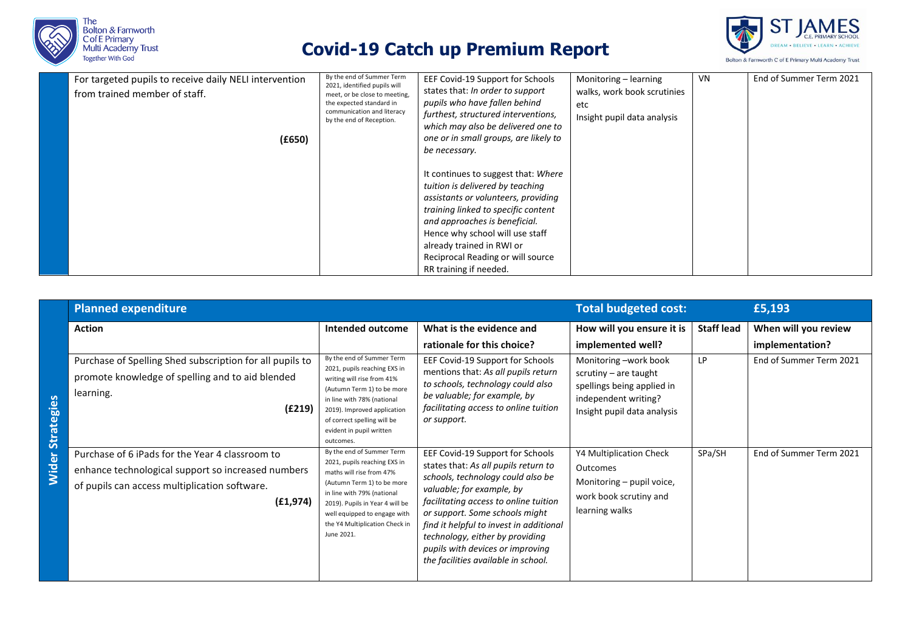# Covid-19 Catch up Premium Report

| | | | | | | |
|---|---|---|---|---|---|---|
| | For targeted pupils to receive daily NELI intervention from trained member of staff. **(£650)** | By the end of Summer Term 2021, identified pupils will meet, or be close to meeting, the expected standard in communication and literacy by the end of Reception. | EEF Covid-19 Support for Schools states that: *In order to support pupils who have fallen behind furthest, structured interventions, which may also be delivered one to one or in small groups, are likely to be necessary.* It continues to suggest that: *Where tuition is delivered by teaching assistants or volunteers, providing training linked to specific content and approaches is beneficial.* Hence why school will use staff already trained in RWI or Reciprocal Reading or will source RR training if needed. | Monitoring – learning walks, work book scrutinies etc Insight pupil data analysis | VN | End of Summer Term 2021 |

| | **Planned expenditure** | | | **Total budgeted cost:** | | **£5,193** |
|---|---|---|---|---|---|---|
| | **Action** | **Intended outcome** | **What is the evidence and rationale for this choice?** | **How will you ensure it is implemented well?** | **Staff lead** | **When will you review implementation?** |
| **Wider Strategies** | Purchase of Spelling Shed subscription for all pupils to promote knowledge of spelling and to aid blended learning. **(£219)** | By the end of Summer Term 2021, pupils reaching EXS in writing will rise from 41% (Autumn Term 1) to be more in line with 78% (national 2019). Improved application of correct spelling will be evident in pupil written outcomes. | EEF Covid-19 Support for Schools mentions that: *As all pupils return to schools, technology could also be valuable; for example, by facilitating access to online tuition or support.* | Monitoring –work book scrutiny – are taught spellings being applied in independent writing? Insight pupil data analysis | LP | End of Summer Term 2021 |
| | Purchase of 6 iPads for the Year 4 classroom to enhance technological support so increased numbers of pupils can access multiplication software. **(£1,974)** | By the end of Summer Term 2021, pupils reaching EXS in maths will rise from 47% (Autumn Term 1) to be more in line with 79% (national 2019). Pupils in Year 4 will be well equipped to engage with the Y4 Multiplication Check in June 2021. | EEF Covid-19 Support for Schools states that: *As all pupils return to schools, technology could also be valuable; for example, by facilitating access to online tuition or support. Some schools might find it helpful to invest in additional technology, either by providing pupils with devices or improving the facilities available in school.* | Y4 Multiplication Check Outcomes Monitoring – pupil voice, work book scrutiny and learning walks | SPa/SH | End of Summer Term 2021 |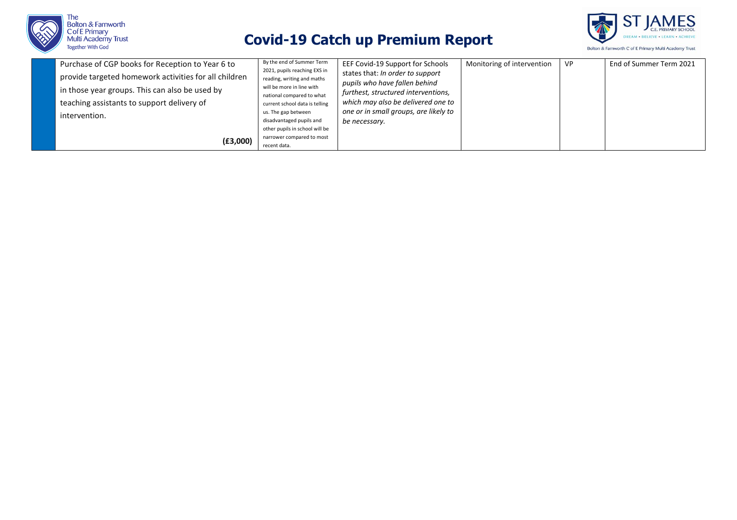# Covid-19 Catch up Premium Report

| | | | | | | |
|---|---|---|---|---|---|---|
| | Purchase of CGP books for Reception to Year 6 to provide targeted homework activities for all children in those year groups. This can also be used by teaching assistants to support delivery of intervention. **(£3,000)** | By the end of Summer Term 2021, pupils reaching EXS in reading, writing and maths will be more in line with national compared to what current school data is telling us. The gap between disadvantaged pupils and other pupils in school will be narrower compared to most recent data. | EEF Covid-19 Support for Schools states that: *In order to support pupils who have fallen behind furthest, structured interventions, which may also be delivered one to one or in small groups, are likely to be necessary.* | Monitoring of intervention | VP | End of Summer Term 2021 |